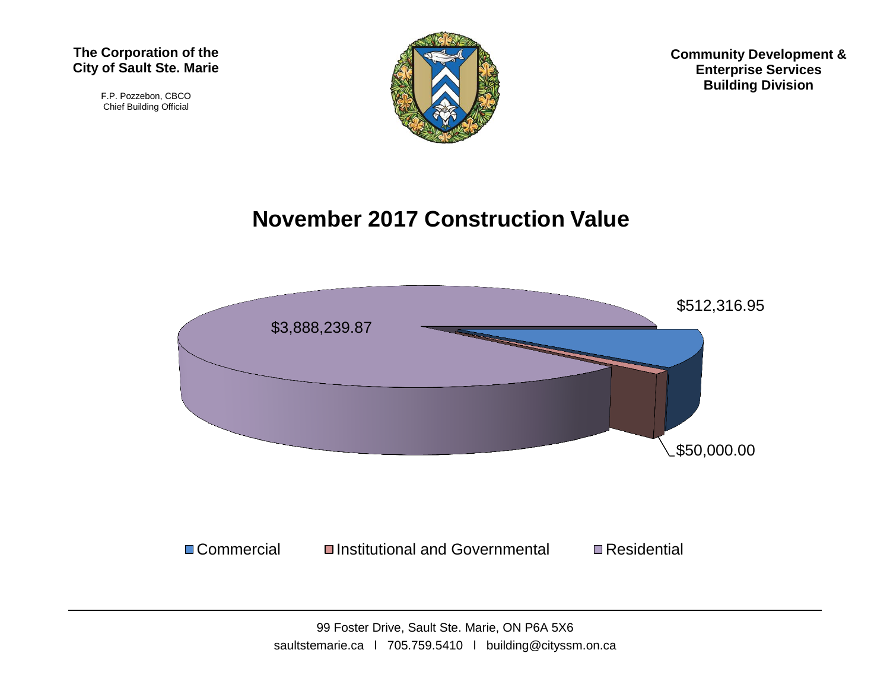**The Corporation of the City of Sault Ste. Marie**

F.P. Pozzebon, CBCO
Chief Building Official

**Community Development & Enterprise Services Building Division**

# November 2017 Construction Value

$3,888,239.87

$512,316.95

$50,000.00

Commercial
Institutional and Governmental
Residential

99 Foster Drive, Sault Ste. Marie, ON P6A 5X6
saultstemarie.ca l 705.759.5410 l building@cityssm.on.ca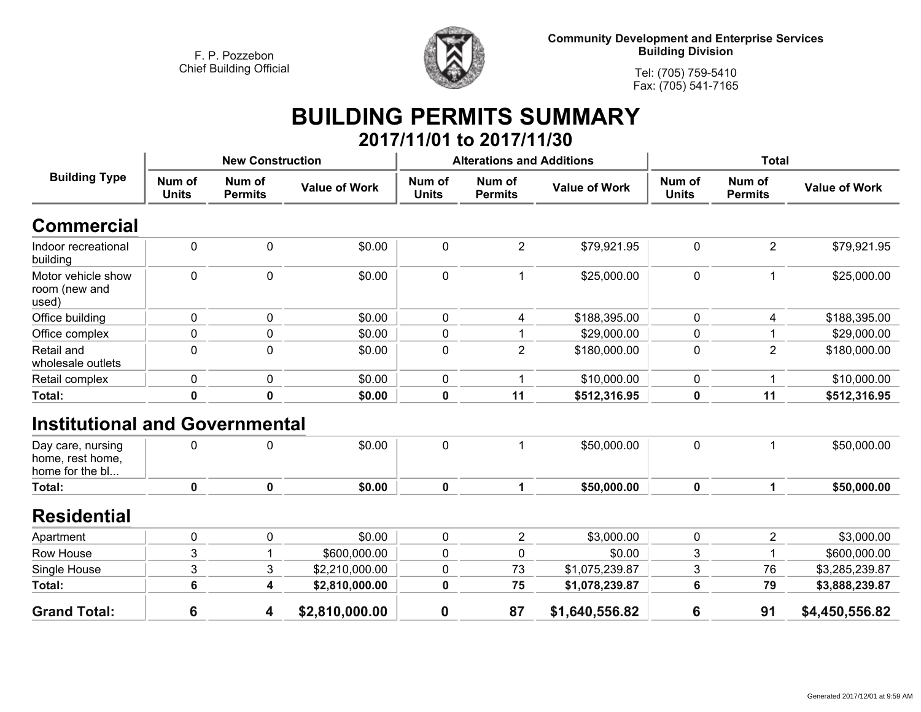F. P. Pozzebon
Chief Building Official

**Community Development and Enterprise Services**
**Building Division**

Tel: (705) 759-5410
Fax: (705) 541-7165

# BUILDING PERMITS SUMMARY

## 2017/11/01 to 2017/11/30

| Building Type | New Construction | | | Alterations and Additions | | | Total | | |
|---|---|---|---|---|---|---|---|---|---|
| | Num of Units | Num of Permits | Value of Work | Num of Units | Num of Permits | Value of Work | Num of Units | Num of Permits | Value of Work |
| **Commercial** | | | | | | | | | |
| Indoor recreational building | 0 | 0 | $0.00 | 0 | 2 | $79,921.95 | 0 | 2 | $79,921.95 |
| Motor vehicle show room (new and used) | 0 | 0 | $0.00 | 0 | 1 | $25,000.00 | 0 | 1 | $25,000.00 |
| Office building | 0 | 0 | $0.00 | 0 | 4 | $188,395.00 | 0 | 4 | $188,395.00 |
| Office complex | 0 | 0 | $0.00 | 0 | 1 | $29,000.00 | 0 | 1 | $29,000.00 |
| Retail and wholesale outlets | 0 | 0 | $0.00 | 0 | 2 | $180,000.00 | 0 | 2 | $180,000.00 |
| Retail complex | 0 | 0 | $0.00 | 0 | 1 | $10,000.00 | 0 | 1 | $10,000.00 |
| **Total:** | **0** | **0** | **$0.00** | **0** | **11** | **$512,316.95** | **0** | **11** | **$512,316.95** |
| **Institutional and Governmental** | | | | | | | | | |
| Day care, nursing home, rest home, home for the bl... | 0 | 0 | $0.00 | 0 | 1 | $50,000.00 | 0 | 1 | $50,000.00 |
| **Total:** | **0** | **0** | **$0.00** | **0** | **1** | **$50,000.00** | **0** | **1** | **$50,000.00** |
| **Residential** | | | | | | | | | |
| Apartment | 0 | 0 | $0.00 | 0 | 2 | $3,000.00 | 0 | 2 | $3,000.00 |
| Row House | 3 | 1 | $600,000.00 | 0 | 0 | $0.00 | 3 | 1 | $600,000.00 |
| Single House | 3 | 3 | $2,210,000.00 | 0 | 73 | $1,075,239.87 | 3 | 76 | $3,285,239.87 |
| **Total:** | **6** | **4** | **$2,810,000.00** | **0** | **75** | **$1,078,239.87** | **6** | **79** | **$3,888,239.87** |
| **Grand Total:** | **6** | **4** | **$2,810,000.00** | **0** | **87** | **$1,640,556.82** | **6** | **91** | **$4,450,556.82** |

Generated 2017/12/01 at 9:59 AM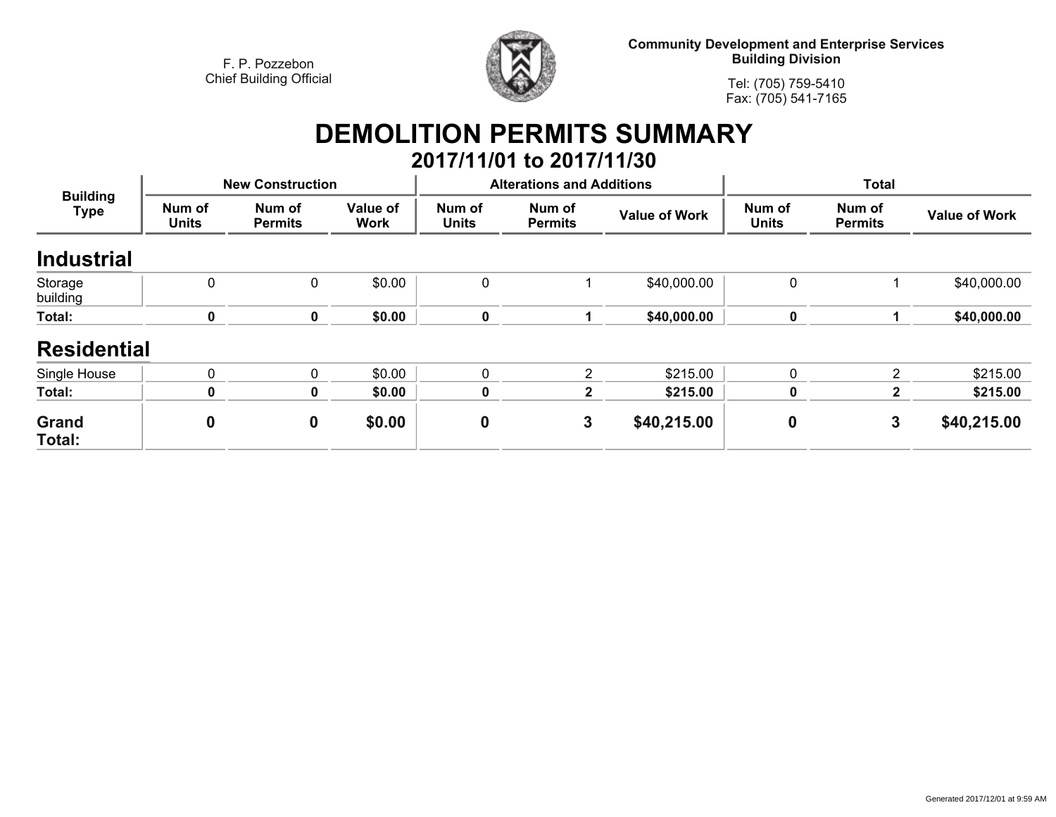F. P. Pozzebon
Chief Building Official

**Community Development and Enterprise Services**
**Building Division**

Tel: (705) 759-5410
Fax: (705) 541-7165

# DEMOLITION PERMITS SUMMARY

## 2017/11/01 to 2017/11/30

| Building Type | New Construction | | | Alterations and Additions | | | Total | | |
|---|---|---|---|---|---|---|---|---|---|
| | Num of Units | Num of Permits | Value of Work | Num of Units | Num of Permits | Value of Work | Num of Units | Num of Permits | Value of Work |
| **Industrial** | | | | | | | | | |
| Storage building | 0 | 0 | $0.00 | 0 | 1 | $40,000.00 | 0 | 1 | $40,000.00 |
| **Total:** | **0** | **0** | **$0.00** | **0** | **1** | **$40,000.00** | **0** | **1** | **$40,000.00** |
| **Residential** | | | | | | | | | |
| Single House | 0 | 0 | $0.00 | 0 | 2 | $215.00 | 0 | 2 | $215.00 |
| **Total:** | **0** | **0** | **$0.00** | **0** | **2** | **$215.00** | **0** | **2** | **$215.00** |
| **Grand Total:** | **0** | **0** | **$0.00** | **0** | **3** | **$40,215.00** | **0** | **3** | **$40,215.00** |

Generated 2017/12/01 at 9:59 AM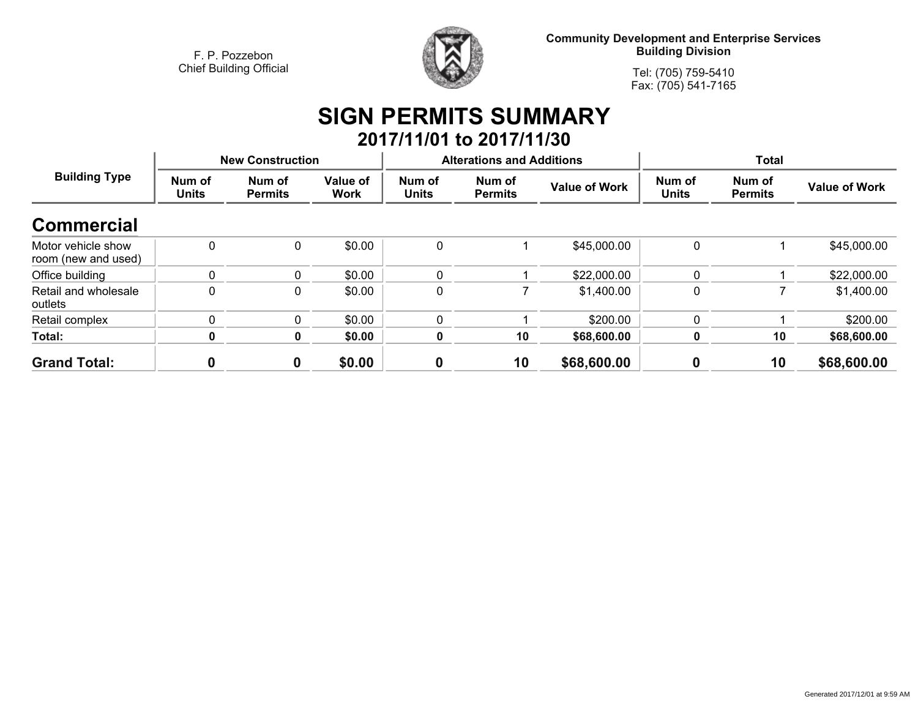F. P. Pozzebon
Chief Building Official

**Community Development and Enterprise Services**
**Building Division**

Tel: (705) 759-5410
Fax: (705) 541-7165

# SIGN PERMITS SUMMARY

## 2017/11/01 to 2017/11/30

| Building Type | New Construction | | | Alterations and Additions | | | Total | | |
|---|---|---|---|---|---|---|---|---|---|
| | Num of Units | Num of Permits | Value of Work | Num of Units | Num of Permits | Value of Work | Num of Units | Num of Permits | Value of Work |
| **Commercial** | | | | | | | | | |
| Motor vehicle show room (new and used) | 0 | 0 | $0.00 | 0 | 1 | $45,000.00 | 0 | 1 | $45,000.00 |
| Office building | 0 | 0 | $0.00 | 0 | 1 | $22,000.00 | 0 | 1 | $22,000.00 |
| Retail and wholesale outlets | 0 | 0 | $0.00 | 0 | 7 | $1,400.00 | 0 | 7 | $1,400.00 |
| Retail complex | 0 | 0 | $0.00 | 0 | 1 | $200.00 | 0 | 1 | $200.00 |
| **Total:** | **0** | **0** | **$0.00** | **0** | **10** | **$68,600.00** | **0** | **10** | **$68,600.00** |
| **Grand Total:** | **0** | **0** | **$0.00** | **0** | **10** | **$68,600.00** | **0** | **10** | **$68,600.00** |

Generated 2017/12/01 at 9:59 AM